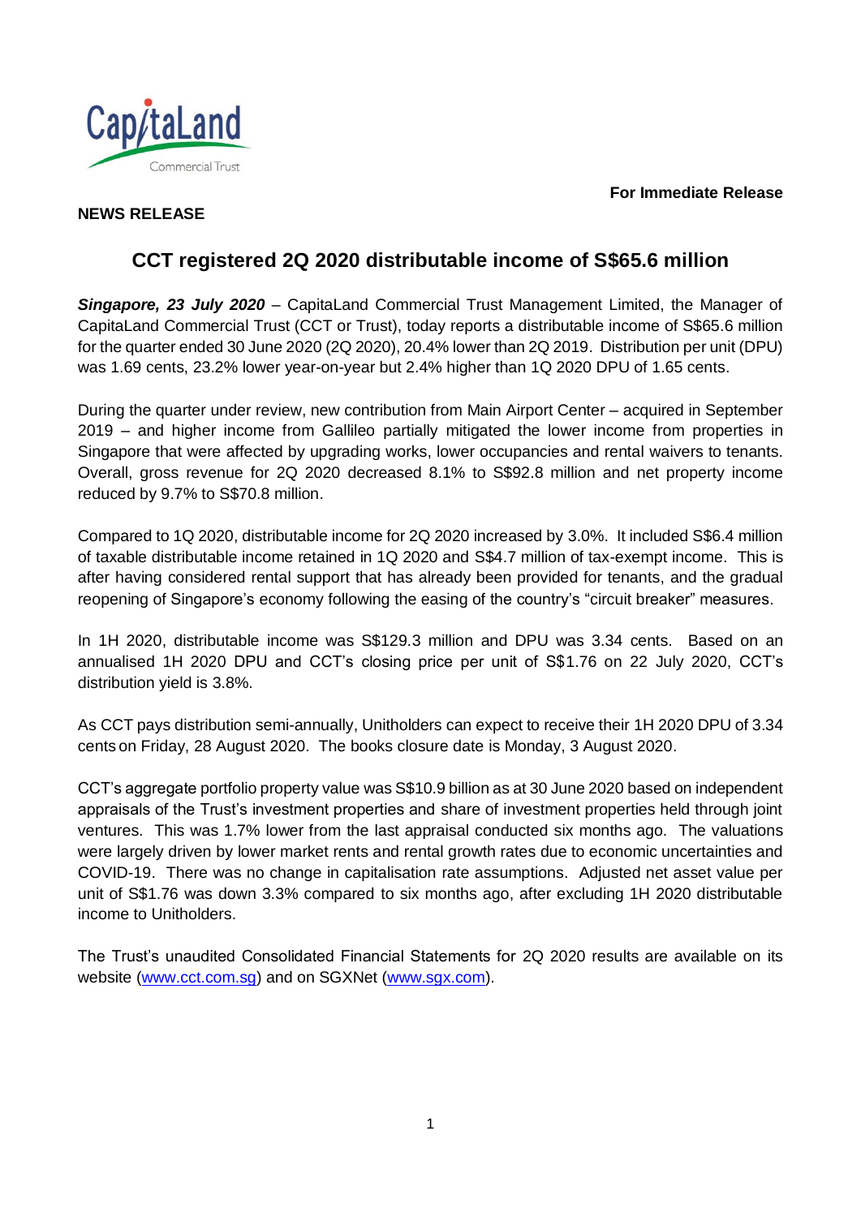**For Immediate Release**

**NEWS RELEASE**

# CCT registered 2Q 2020 distributable income of S$65.6 million

***Singapore, 23 July 2020*** – CapitaLand Commercial Trust Management Limited, the Manager of CapitaLand Commercial Trust (CCT or Trust), today reports a distributable income of S$65.6 million for the quarter ended 30 June 2020 (2Q 2020), 20.4% lower than 2Q 2019. Distribution per unit (DPU) was 1.69 cents, 23.2% lower year-on-year but 2.4% higher than 1Q 2020 DPU of 1.65 cents.

During the quarter under review, new contribution from Main Airport Center – acquired in September 2019 – and higher income from Gallileo partially mitigated the lower income from properties in Singapore that were affected by upgrading works, lower occupancies and rental waivers to tenants. Overall, gross revenue for 2Q 2020 decreased 8.1% to S$92.8 million and net property income reduced by 9.7% to S$70.8 million.

Compared to 1Q 2020, distributable income for 2Q 2020 increased by 3.0%. It included S$6.4 million of taxable distributable income retained in 1Q 2020 and S$4.7 million of tax-exempt income. This is after having considered rental support that has already been provided for tenants, and the gradual reopening of Singapore's economy following the easing of the country's "circuit breaker" measures.

In 1H 2020, distributable income was S$129.3 million and DPU was 3.34 cents. Based on an annualised 1H 2020 DPU and CCT's closing price per unit of S$1.76 on 22 July 2020, CCT's distribution yield is 3.8%.

As CCT pays distribution semi-annually, Unitholders can expect to receive their 1H 2020 DPU of 3.34 cents on Friday, 28 August 2020. The books closure date is Monday, 3 August 2020.

CCT's aggregate portfolio property value was S$10.9 billion as at 30 June 2020 based on independent appraisals of the Trust's investment properties and share of investment properties held through joint ventures. This was 1.7% lower from the last appraisal conducted six months ago. The valuations were largely driven by lower market rents and rental growth rates due to economic uncertainties and COVID-19. There was no change in capitalisation rate assumptions. Adjusted net asset value per unit of S$1.76 was down 3.3% compared to six months ago, after excluding 1H 2020 distributable income to Unitholders.

The Trust's unaudited Consolidated Financial Statements for 2Q 2020 results are available on its website ([www.cct.com.sg](www.cct.com.sg)) and on SGXNet ([www.sgx.com](www.sgx.com)).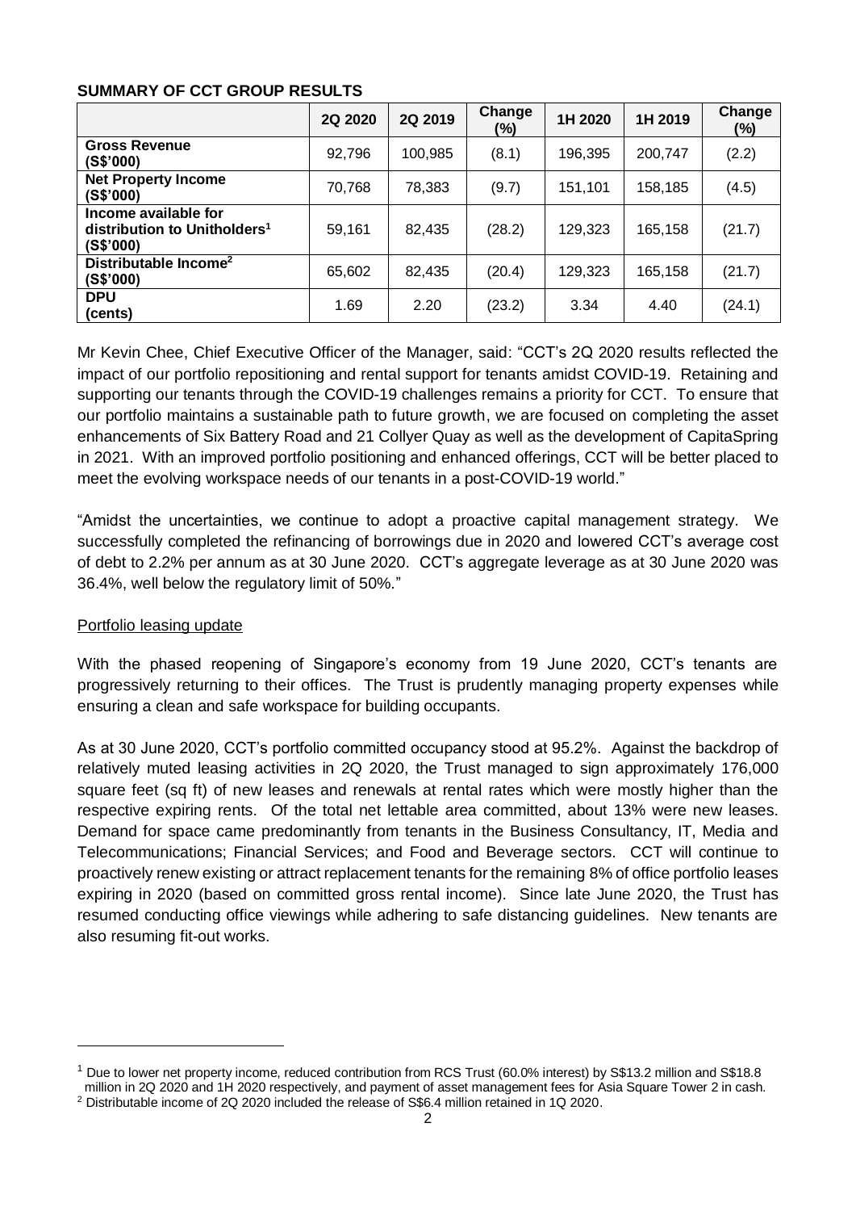**SUMMARY OF CCT GROUP RESULTS**

| | 2Q 2020 | 2Q 2019 | Change (%) | 1H 2020 | 1H 2019 | Change (%) |
|---|---|---|---|---|---|---|
| **Gross Revenue (S$'000)** | 92,796 | 100,985 | (8.1) | 196,395 | 200,747 | (2.2) |
| **Net Property Income (S$'000)** | 70,768 | 78,383 | (9.7) | 151,101 | 158,185 | (4.5) |
| **Income available for distribution to Unitholders[1] (S$'000)** | 59,161 | 82,435 | (28.2) | 129,323 | 165,158 | (21.7) |
| **Distributable Income[2] (S$'000)** | 65,602 | 82,435 | (20.4) | 129,323 | 165,158 | (21.7) |
| **DPU (cents)** | 1.69 | 2.20 | (23.2) | 3.34 | 4.40 | (24.1) |

Mr Kevin Chee, Chief Executive Officer of the Manager, said: "CCT's 2Q 2020 results reflected the impact of our portfolio repositioning and rental support for tenants amidst COVID-19. Retaining and supporting our tenants through the COVID-19 challenges remains a priority for CCT. To ensure that our portfolio maintains a sustainable path to future growth, we are focused on completing the asset enhancements of Six Battery Road and 21 Collyer Quay as well as the development of CapitaSpring in 2021. With an improved portfolio positioning and enhanced offerings, CCT will be better placed to meet the evolving workspace needs of our tenants in a post-COVID-19 world."

"Amidst the uncertainties, we continue to adopt a proactive capital management strategy. We successfully completed the refinancing of borrowings due in 2020 and lowered CCT's average cost of debt to 2.2% per annum as at 30 June 2020. CCT's aggregate leverage as at 30 June 2020 was 36.4%, well below the regulatory limit of 50%."

Portfolio leasing update

With the phased reopening of Singapore's economy from 19 June 2020, CCT's tenants are progressively returning to their offices. The Trust is prudently managing property expenses while ensuring a clean and safe workspace for building occupants.

As at 30 June 2020, CCT's portfolio committed occupancy stood at 95.2%. Against the backdrop of relatively muted leasing activities in 2Q 2020, the Trust managed to sign approximately 176,000 square feet (sq ft) of new leases and renewals at rental rates which were mostly higher than the respective expiring rents. Of the total net lettable area committed, about 13% were new leases. Demand for space came predominantly from tenants in the Business Consultancy, IT, Media and Telecommunications; Financial Services; and Food and Beverage sectors. CCT will continue to proactively renew existing or attract replacement tenants for the remaining 8% of office portfolio leases expiring in 2020 (based on committed gross rental income). Since late June 2020, the Trust has resumed conducting office viewings while adhering to safe distancing guidelines. New tenants are also resuming fit-out works.

[1] Due to lower net property income, reduced contribution from RCS Trust (60.0% interest) by S$13.2 million and S$18.8 million in 2Q 2020 and 1H 2020 respectively, and payment of asset management fees for Asia Square Tower 2 in cash.

[2] Distributable income of 2Q 2020 included the release of S$6.4 million retained in 1Q 2020.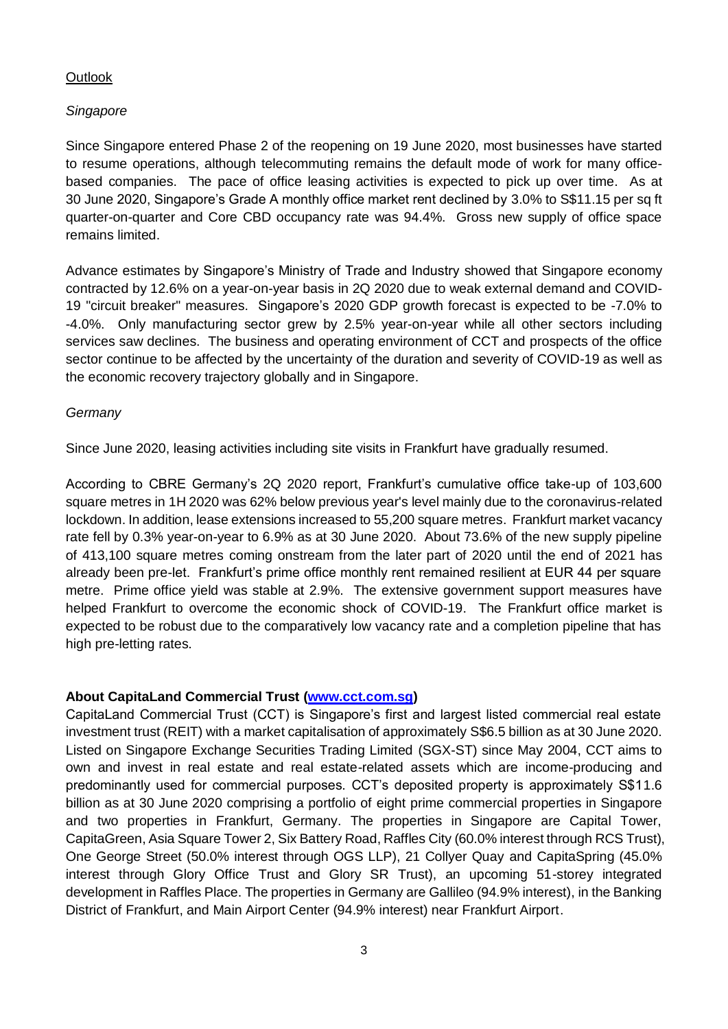## Outlook

### *Singapore*

Since Singapore entered Phase 2 of the reopening on 19 June 2020, most businesses have started to resume operations, although telecommuting remains the default mode of work for many office-based companies. The pace of office leasing activities is expected to pick up over time. As at 30 June 2020, Singapore's Grade A monthly office market rent declined by 3.0% to S$11.15 per sq ft quarter-on-quarter and Core CBD occupancy rate was 94.4%. Gross new supply of office space remains limited.

Advance estimates by Singapore's Ministry of Trade and Industry showed that Singapore economy contracted by 12.6% on a year-on-year basis in 2Q 2020 due to weak external demand and COVID-19 "circuit breaker" measures. Singapore's 2020 GDP growth forecast is expected to be -7.0% to -4.0%. Only manufacturing sector grew by 2.5% year-on-year while all other sectors including services saw declines. The business and operating environment of CCT and prospects of the office sector continue to be affected by the uncertainty of the duration and severity of COVID-19 as well as the economic recovery trajectory globally and in Singapore.

### *Germany*

Since June 2020, leasing activities including site visits in Frankfurt have gradually resumed.

According to CBRE Germany's 2Q 2020 report, Frankfurt's cumulative office take-up of 103,600 square metres in 1H 2020 was 62% below previous year's level mainly due to the coronavirus-related lockdown. In addition, lease extensions increased to 55,200 square metres. Frankfurt market vacancy rate fell by 0.3% year-on-year to 6.9% as at 30 June 2020. About 73.6% of the new supply pipeline of 413,100 square metres coming onstream from the later part of 2020 until the end of 2021 has already been pre-let. Frankfurt's prime office monthly rent remained resilient at EUR 44 per square metre. Prime office yield was stable at 2.9%. The extensive government support measures have helped Frankfurt to overcome the economic shock of COVID-19. The Frankfurt office market is expected to be robust due to the comparatively low vacancy rate and a completion pipeline that has high pre-letting rates.

**About CapitaLand Commercial Trust ([www.cct.com.sg](http://www.cct.com.sg))**

CapitaLand Commercial Trust (CCT) is Singapore's first and largest listed commercial real estate investment trust (REIT) with a market capitalisation of approximately S$6.5 billion as at 30 June 2020. Listed on Singapore Exchange Securities Trading Limited (SGX-ST) since May 2004, CCT aims to own and invest in real estate and real estate-related assets which are income-producing and predominantly used for commercial purposes. CCT's deposited property is approximately S$11.6 billion as at 30 June 2020 comprising a portfolio of eight prime commercial properties in Singapore and two properties in Frankfurt, Germany. The properties in Singapore are Capital Tower, CapitaGreen, Asia Square Tower 2, Six Battery Road, Raffles City (60.0% interest through RCS Trust), One George Street (50.0% interest through OGS LLP), 21 Collyer Quay and CapitaSpring (45.0% interest through Glory Office Trust and Glory SR Trust), an upcoming 51-storey integrated development in Raffles Place. The properties in Germany are Gallileo (94.9% interest), in the Banking District of Frankfurt, and Main Airport Center (94.9% interest) near Frankfurt Airport.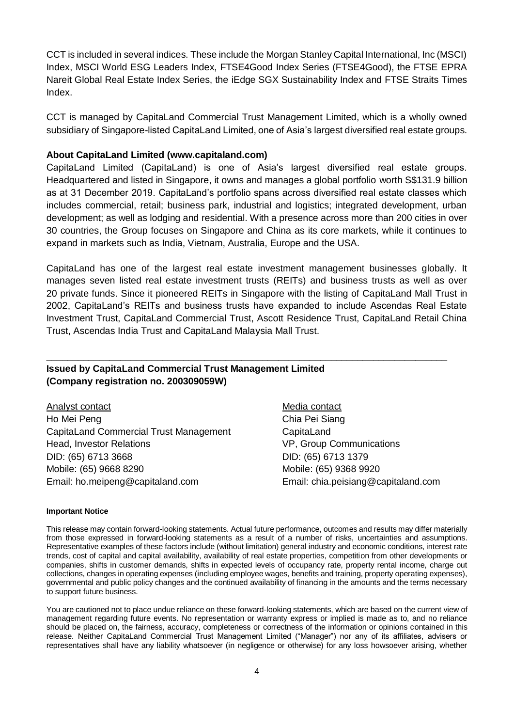CCT is included in several indices. These include the Morgan Stanley Capital International, Inc (MSCI) Index, MSCI World ESG Leaders Index, FTSE4Good Index Series (FTSE4Good), the FTSE EPRA Nareit Global Real Estate Index Series, the iEdge SGX Sustainability Index and FTSE Straits Times Index.

CCT is managed by CapitaLand Commercial Trust Management Limited, which is a wholly owned subsidiary of Singapore-listed CapitaLand Limited, one of Asia's largest diversified real estate groups.

**About CapitaLand Limited (www.capitaland.com)**

CapitaLand Limited (CapitaLand) is one of Asia's largest diversified real estate groups. Headquartered and listed in Singapore, it owns and manages a global portfolio worth S$131.9 billion as at 31 December 2019. CapitaLand's portfolio spans across diversified real estate classes which includes commercial, retail; business park, industrial and logistics; integrated development, urban development; as well as lodging and residential. With a presence across more than 200 cities in over 30 countries, the Group focuses on Singapore and China as its core markets, while it continues to expand in markets such as India, Vietnam, Australia, Europe and the USA.

CapitaLand has one of the largest real estate investment management businesses globally. It manages seven listed real estate investment trusts (REITs) and business trusts as well as over 20 private funds. Since it pioneered REITs in Singapore with the listing of CapitaLand Mall Trust in 2002, CapitaLand's REITs and business trusts have expanded to include Ascendas Real Estate Investment Trust, CapitaLand Commercial Trust, Ascott Residence Trust, CapitaLand Retail China Trust, Ascendas India Trust and CapitaLand Malaysia Mall Trust.

---

**Issued by CapitaLand Commercial Trust Management Limited**
**(Company registration no. 200309059W)**

Analyst contact
Ho Mei Peng
CapitaLand Commercial Trust Management
Head, Investor Relations
DID: (65) 6713 3668
Mobile: (65) 9668 8290
Email: ho.meipeng@capitaland.com

Media contact
Chia Pei Siang
CapitaLand
VP, Group Communications
DID: (65) 6713 1379
Mobile: (65) 9368 9920
Email: chia.peisiang@capitaland.com

**Important Notice**

This release may contain forward-looking statements. Actual future performance, outcomes and results may differ materially from those expressed in forward-looking statements as a result of a number of risks, uncertainties and assumptions. Representative examples of these factors include (without limitation) general industry and economic conditions, interest rate trends, cost of capital and capital availability, availability of real estate properties, competition from other developments or companies, shifts in customer demands, shifts in expected levels of occupancy rate, property rental income, charge out collections, changes in operating expenses (including employee wages, benefits and training, property operating expenses), governmental and public policy changes and the continued availability of financing in the amounts and the terms necessary to support future business.

You are cautioned not to place undue reliance on these forward-looking statements, which are based on the current view of management regarding future events. No representation or warranty express or implied is made as to, and no reliance should be placed on, the fairness, accuracy, completeness or correctness of the information or opinions contained in this release. Neither CapitaLand Commercial Trust Management Limited ("Manager") nor any of its affiliates, advisers or representatives shall have any liability whatsoever (in negligence or otherwise) for any loss howsoever arising, whether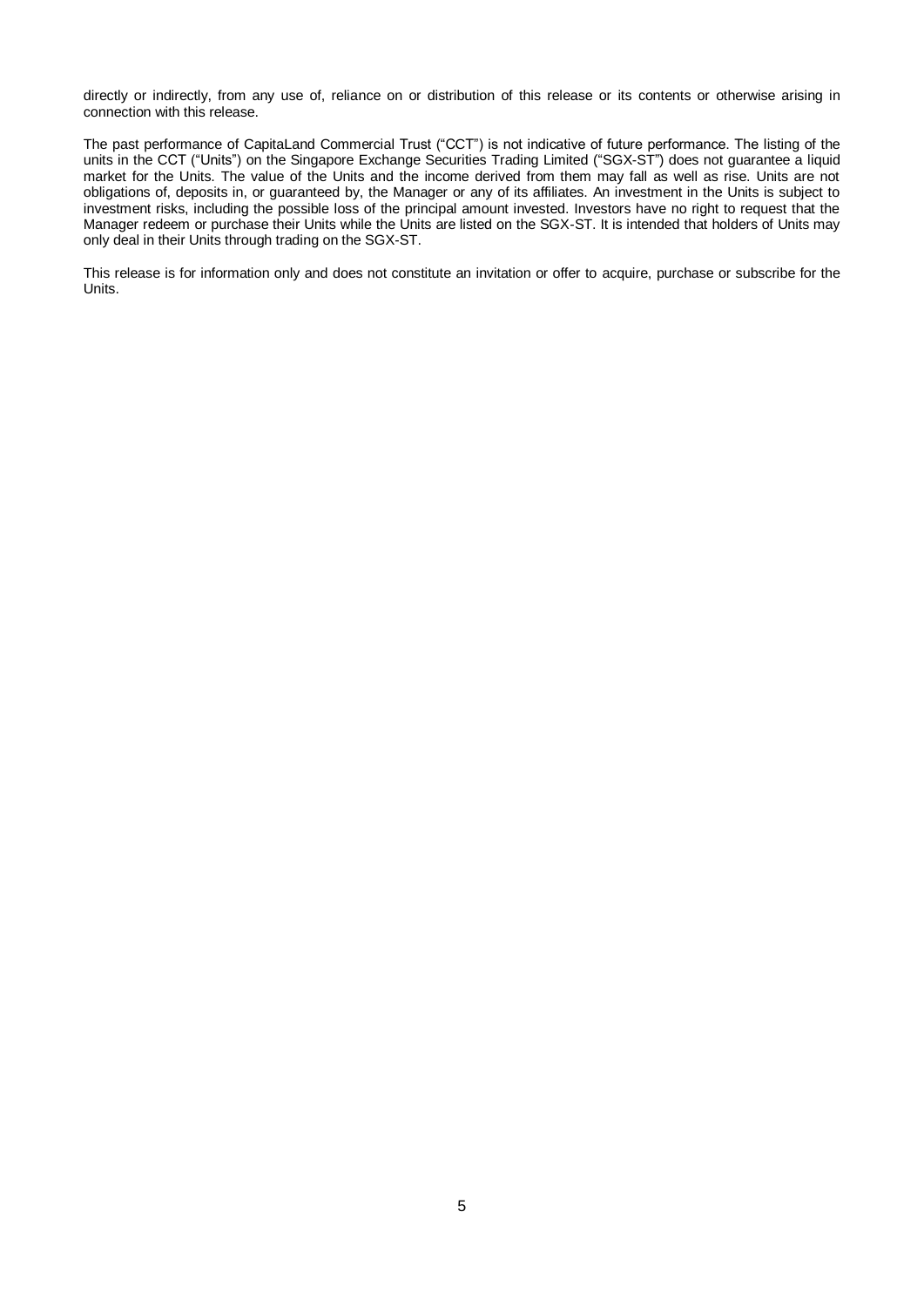directly or indirectly, from any use of, reliance on or distribution of this release or its contents or otherwise arising in connection with this release.

The past performance of CapitaLand Commercial Trust ("CCT") is not indicative of future performance. The listing of the units in the CCT ("Units") on the Singapore Exchange Securities Trading Limited ("SGX-ST") does not guarantee a liquid market for the Units. The value of the Units and the income derived from them may fall as well as rise. Units are not obligations of, deposits in, or guaranteed by, the Manager or any of its affiliates. An investment in the Units is subject to investment risks, including the possible loss of the principal amount invested. Investors have no right to request that the Manager redeem or purchase their Units while the Units are listed on the SGX-ST. It is intended that holders of Units may only deal in their Units through trading on the SGX-ST.

This release is for information only and does not constitute an invitation or offer to acquire, purchase or subscribe for the Units.